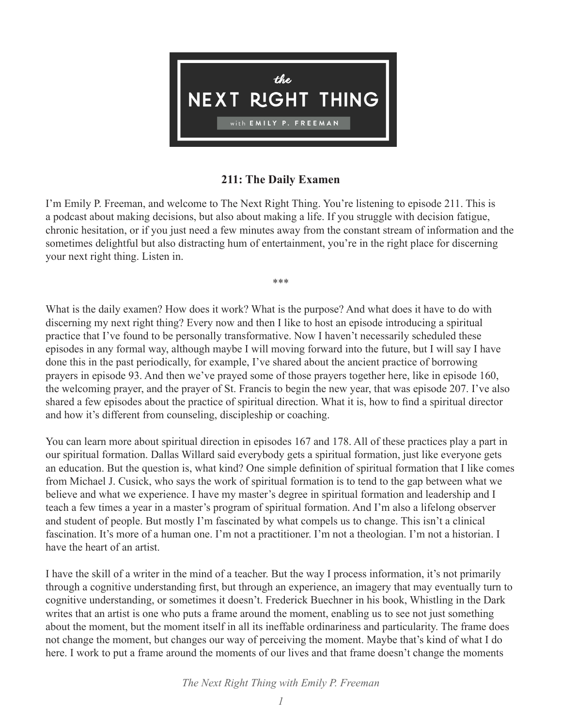# 211: The Daily Examen

I'm Emily P. Freeman, and welcome to The Next Right Thing. You're listening to episode 211. This is a podcast about making decisions, but also about making a life. If you struggle with decision fatigue, chronic hesitation, or if you just need a few minutes away from the constant stream of information and the sometimes delightful but also distracting hum of entertainment, you're in the right place for discerning your next right thing. Listen in.

***

What is the daily examen? How does it work? What is the purpose? And what does it have to do with discerning my next right thing? Every now and then I like to host an episode introducing a spiritual practice that I've found to be personally transformative. Now I haven't necessarily scheduled these episodes in any formal way, although maybe I will moving forward into the future, but I will say I have done this in the past periodically, for example, I've shared about the ancient practice of borrowing prayers in episode 93. And then we've prayed some of those prayers together here, like in episode 160, the welcoming prayer, and the prayer of St. Francis to begin the new year, that was episode 207. I've also shared a few episodes about the practice of spiritual direction. What it is, how to find a spiritual director and how it's different from counseling, discipleship or coaching.

You can learn more about spiritual direction in episodes 167 and 178. All of these practices play a part in our spiritual formation. Dallas Willard said everybody gets a spiritual formation, just like everyone gets an education. But the question is, what kind? One simple definition of spiritual formation that I like comes from Michael J. Cusick, who says the work of spiritual formation is to tend to the gap between what we believe and what we experience. I have my master's degree in spiritual formation and leadership and I teach a few times a year in a master's program of spiritual formation. And I'm also a lifelong observer and student of people. But mostly I'm fascinated by what compels us to change. This isn't a clinical fascination. It's more of a human one. I'm not a practitioner. I'm not a theologian. I'm not a historian. I have the heart of an artist.

I have the skill of a writer in the mind of a teacher. But the way I process information, it's not primarily through a cognitive understanding first, but through an experience, an imagery that may eventually turn to cognitive understanding, or sometimes it doesn't. Frederick Buechner in his book, Whistling in the Dark writes that an artist is one who puts a frame around the moment, enabling us to see not just something about the moment, but the moment itself in all its ineffable ordinariness and particularity. The frame does not change the moment, but changes our way of perceiving the moment. Maybe that's kind of what I do here. I work to put a frame around the moments of our lives and that frame doesn't change the moments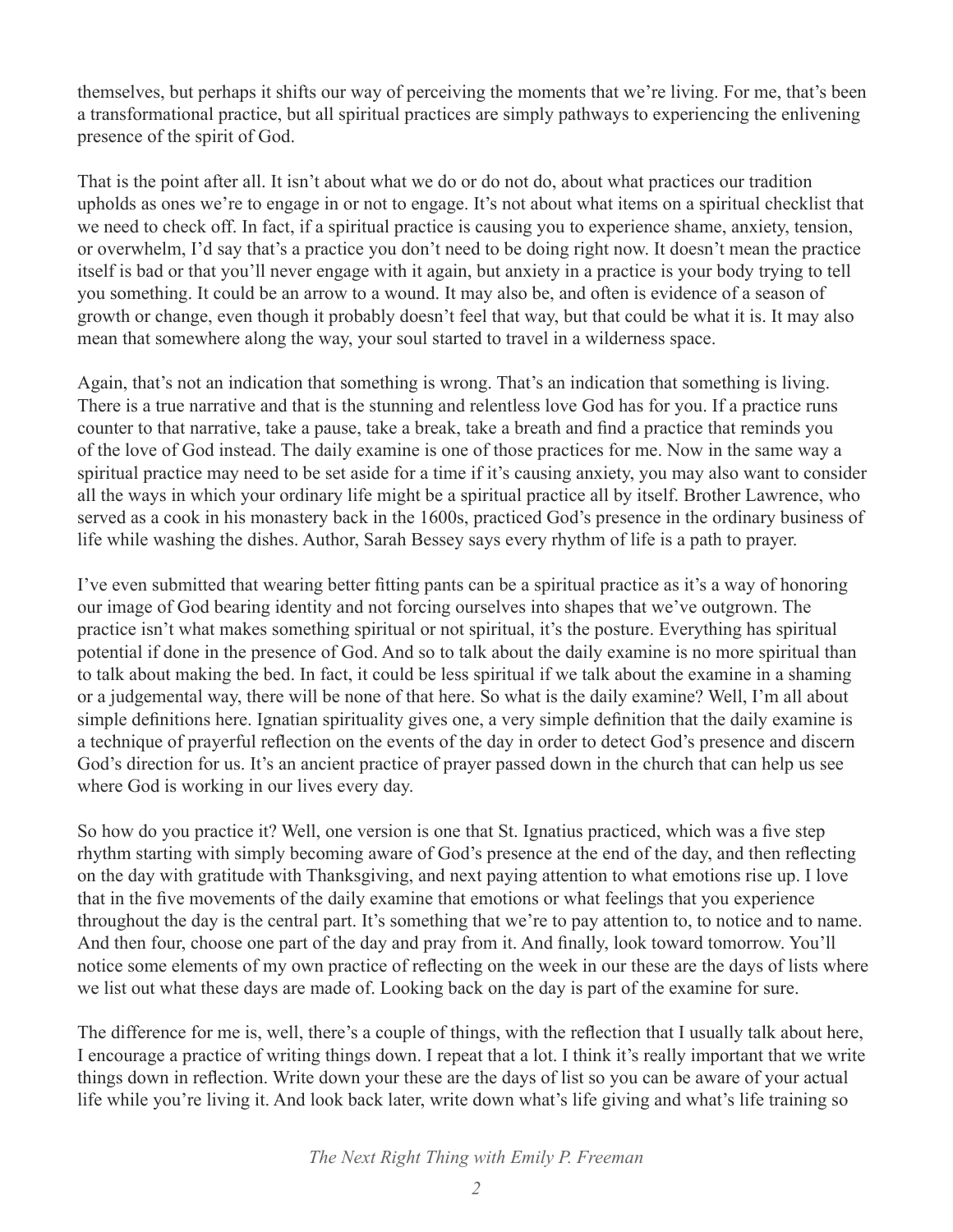themselves, but perhaps it shifts our way of perceiving the moments that we're living. For me, that's been a transformational practice, but all spiritual practices are simply pathways to experiencing the enlivening presence of the spirit of God.

That is the point after all. It isn't about what we do or do not do, about what practices our tradition upholds as ones we're to engage in or not to engage. It's not about what items on a spiritual checklist that we need to check off. In fact, if a spiritual practice is causing you to experience shame, anxiety, tension, or overwhelm, I'd say that's a practice you don't need to be doing right now. It doesn't mean the practice itself is bad or that you'll never engage with it again, but anxiety in a practice is your body trying to tell you something. It could be an arrow to a wound. It may also be, and often is evidence of a season of growth or change, even though it probably doesn't feel that way, but that could be what it is. It may also mean that somewhere along the way, your soul started to travel in a wilderness space.

Again, that's not an indication that something is wrong. That's an indication that something is living. There is a true narrative and that is the stunning and relentless love God has for you. If a practice runs counter to that narrative, take a pause, take a break, take a breath and find a practice that reminds you of the love of God instead. The daily examine is one of those practices for me. Now in the same way a spiritual practice may need to be set aside for a time if it's causing anxiety, you may also want to consider all the ways in which your ordinary life might be a spiritual practice all by itself. Brother Lawrence, who served as a cook in his monastery back in the 1600s, practiced God's presence in the ordinary business of life while washing the dishes. Author, Sarah Bessey says every rhythm of life is a path to prayer.

I've even submitted that wearing better fitting pants can be a spiritual practice as it's a way of honoring our image of God bearing identity and not forcing ourselves into shapes that we've outgrown. The practice isn't what makes something spiritual or not spiritual, it's the posture. Everything has spiritual potential if done in the presence of God. And so to talk about the daily examine is no more spiritual than to talk about making the bed. In fact, it could be less spiritual if we talk about the examine in a shaming or a judgemental way, there will be none of that here. So what is the daily examine? Well, I'm all about simple definitions here. Ignatian spirituality gives one, a very simple definition that the daily examine is a technique of prayerful reflection on the events of the day in order to detect God's presence and discern God's direction for us. It's an ancient practice of prayer passed down in the church that can help us see where God is working in our lives every day.

So how do you practice it? Well, one version is one that St. Ignatius practiced, which was a five step rhythm starting with simply becoming aware of God's presence at the end of the day, and then reflecting on the day with gratitude with Thanksgiving, and next paying attention to what emotions rise up. I love that in the five movements of the daily examine that emotions or what feelings that you experience throughout the day is the central part. It's something that we're to pay attention to, to notice and to name. And then four, choose one part of the day and pray from it. And finally, look toward tomorrow. You'll notice some elements of my own practice of reflecting on the week in our these are the days of lists where we list out what these days are made of. Looking back on the day is part of the examine for sure.

The difference for me is, well, there's a couple of things, with the reflection that I usually talk about here, I encourage a practice of writing things down. I repeat that a lot. I think it's really important that we write things down in reflection. Write down your these are the days of list so you can be aware of your actual life while you're living it. And look back later, write down what's life giving and what's life training so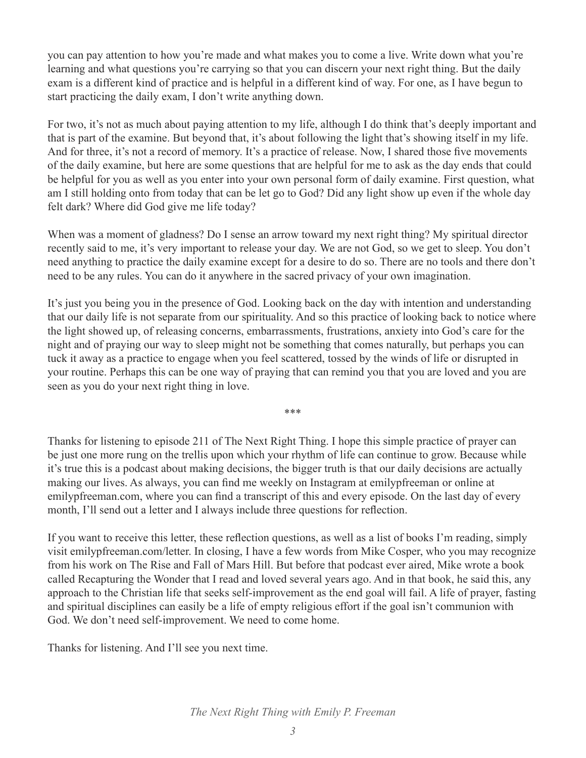you can pay attention to how you're made and what makes you to come a live. Write down what you're learning and what questions you're carrying so that you can discern your next right thing. But the daily exam is a different kind of practice and is helpful in a different kind of way. For one, as I have begun to start practicing the daily exam, I don't write anything down.

For two, it's not as much about paying attention to my life, although I do think that's deeply important and that is part of the examine. But beyond that, it's about following the light that's showing itself in my life. And for three, it's not a record of memory. It's a practice of release. Now, I shared those five movements of the daily examine, but here are some questions that are helpful for me to ask as the day ends that could be helpful for you as well as you enter into your own personal form of daily examine. First question, what am I still holding onto from today that can be let go to God? Did any light show up even if the whole day felt dark? Where did God give me life today?

When was a moment of gladness? Do I sense an arrow toward my next right thing? My spiritual director recently said to me, it's very important to release your day. We are not God, so we get to sleep. You don't need anything to practice the daily examine except for a desire to do so. There are no tools and there don't need to be any rules. You can do it anywhere in the sacred privacy of your own imagination.

It's just you being you in the presence of God. Looking back on the day with intention and understanding that our daily life is not separate from our spirituality. And so this practice of looking back to notice where the light showed up, of releasing concerns, embarrassments, frustrations, anxiety into God's care for the night and of praying our way to sleep might not be something that comes naturally, but perhaps you can tuck it away as a practice to engage when you feel scattered, tossed by the winds of life or disrupted in your routine. Perhaps this can be one way of praying that can remind you that you are loved and you are seen as you do your next right thing in love.

\*\*\*

Thanks for listening to episode 211 of The Next Right Thing. I hope this simple practice of prayer can be just one more rung on the trellis upon which your rhythm of life can continue to grow. Because while it's true this is a podcast about making decisions, the bigger truth is that our daily decisions are actually making our lives. As always, you can find me weekly on Instagram at emilypfreeman or online at emilypfreeman.com, where you can find a transcript of this and every episode. On the last day of every month, I'll send out a letter and I always include three questions for reflection.

If you want to receive this letter, these reflection questions, as well as a list of books I'm reading, simply visit emilypfreeman.com/letter. In closing, I have a few words from Mike Cosper, who you may recognize from his work on The Rise and Fall of Mars Hill. But before that podcast ever aired, Mike wrote a book called Recapturing the Wonder that I read and loved several years ago. And in that book, he said this, any approach to the Christian life that seeks self-improvement as the end goal will fail. A life of prayer, fasting and spiritual disciplines can easily be a life of empty religious effort if the goal isn't communion with God. We don't need self-improvement. We need to come home.

Thanks for listening. And I'll see you next time.